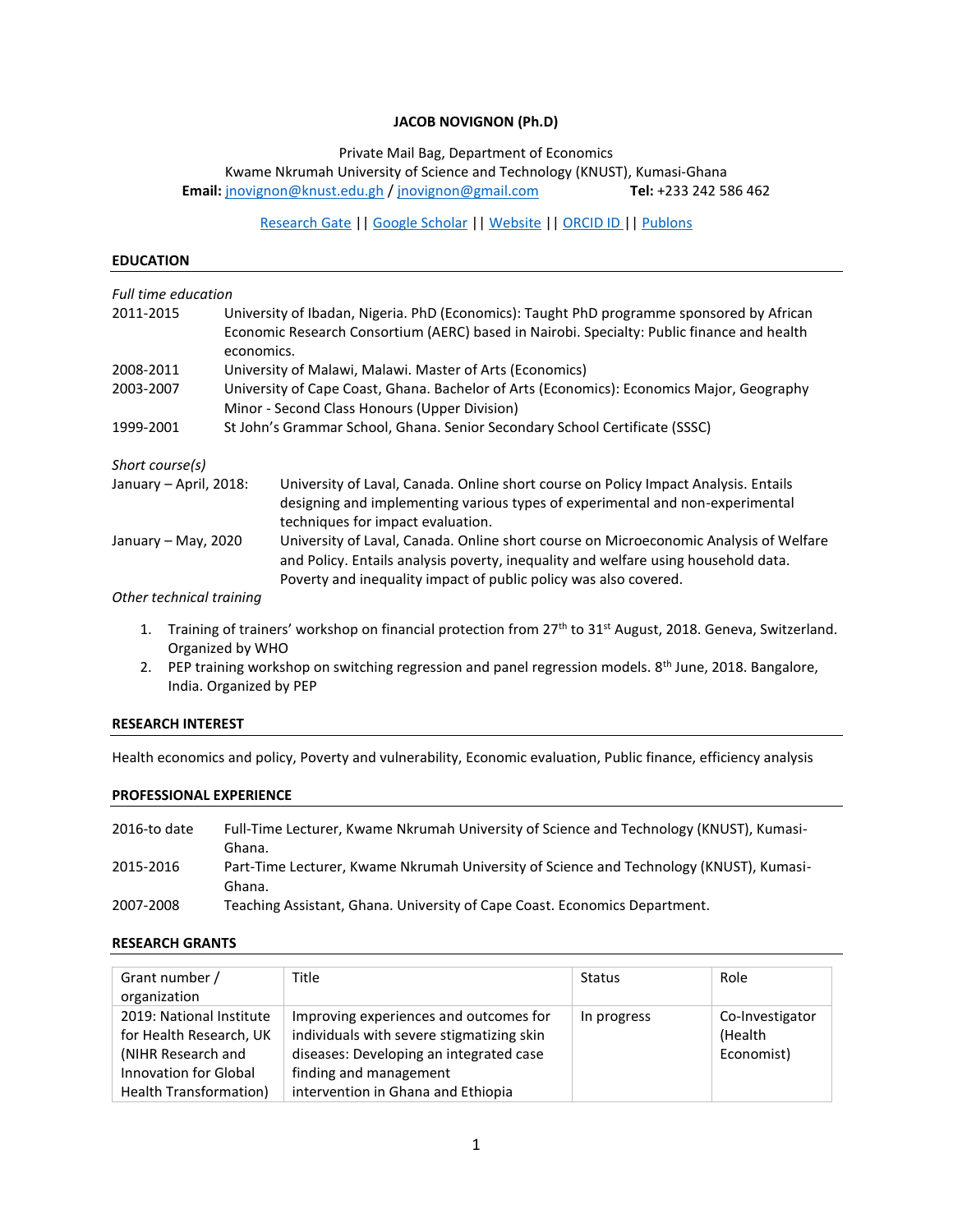# JACOB NOVIGNON (Ph.D)

Private Mail Bag, Department of Economics
Kwame Nkrumah University of Science and Technology (KNUST), Kumasi-Ghana
**Email:** jnovignon@knust.edu.gh / jnovignon@gmail.com **Tel:** +233 242 586 462

Research Gate || Google Scholar || Website || ORCID ID || Publons

## EDUCATION

*Full time education*

2011-2015 University of Ibadan, Nigeria. PhD (Economics): Taught PhD programme sponsored by African Economic Research Consortium (AERC) based in Nairobi. Specialty: Public finance and health economics.

2008-2011 University of Malawi, Malawi. Master of Arts (Economics)

2003-2007 University of Cape Coast, Ghana. Bachelor of Arts (Economics): Economics Major, Geography Minor - Second Class Honours (Upper Division)

1999-2001 St John's Grammar School, Ghana. Senior Secondary School Certificate (SSSC)

*Short course(s)*

January – April, 2018: University of Laval, Canada. Online short course on Policy Impact Analysis. Entails designing and implementing various types of experimental and non-experimental techniques for impact evaluation.

January – May, 2020 University of Laval, Canada. Online short course on Microeconomic Analysis of Welfare and Policy. Entails analysis poverty, inequality and welfare using household data. Poverty and inequality impact of public policy was also covered.

*Other technical training*

1. Training of trainers' workshop on financial protection from 27th to 31st August, 2018. Geneva, Switzerland. Organized by WHO
2. PEP training workshop on switching regression and panel regression models. 8th June, 2018. Bangalore, India. Organized by PEP

## RESEARCH INTEREST

Health economics and policy, Poverty and vulnerability, Economic evaluation, Public finance, efficiency analysis

## PROFESSIONAL EXPERIENCE

2016-to date Full-Time Lecturer, Kwame Nkrumah University of Science and Technology (KNUST), Kumasi-Ghana.

2015-2016 Part-Time Lecturer, Kwame Nkrumah University of Science and Technology (KNUST), Kumasi-Ghana.

2007-2008 Teaching Assistant, Ghana. University of Cape Coast. Economics Department.

## RESEARCH GRANTS

| Grant number / organization | Title | Status | Role |
|---|---|---|---|
| 2019: National Institute for Health Research, UK (NIHR Research and Innovation for Global Health Transformation) | Improving experiences and outcomes for individuals with severe stigmatizing skin diseases: Developing an integrated case finding and management intervention in Ghana and Ethiopia | In progress | Co-Investigator (Health Economist) |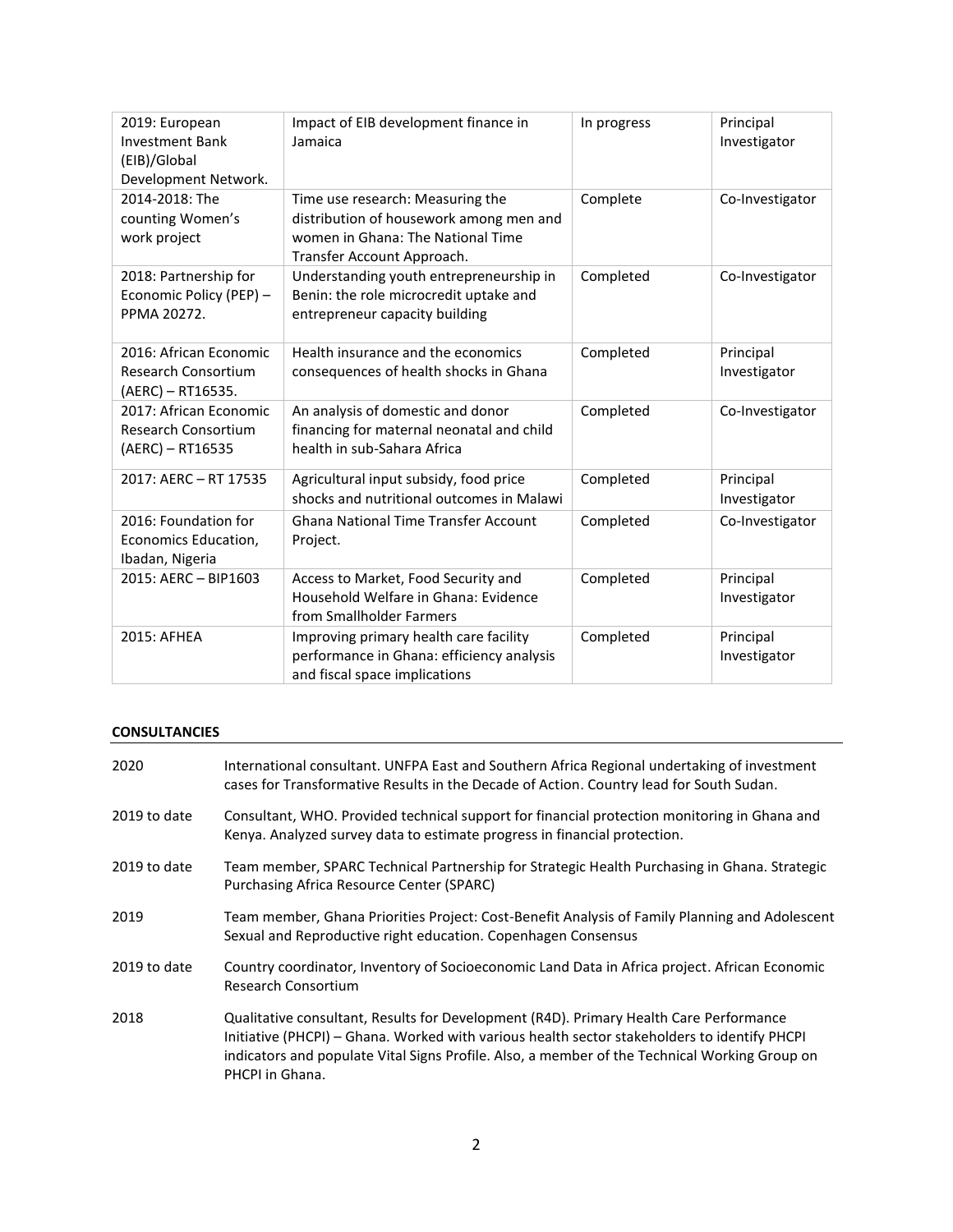| 2019: European Investment Bank (EIB)/Global Development Network. | Impact of EIB development finance in Jamaica | In progress | Principal Investigator |
|---|---|---|---|
| 2014-2018: The counting Women's work project | Time use research: Measuring the distribution of housework among men and women in Ghana: The National Time Transfer Account Approach. | Complete | Co-Investigator |
| 2018: Partnership for Economic Policy (PEP) – PPMA 20272. | Understanding youth entrepreneurship in Benin: the role microcredit uptake and entrepreneur capacity building | Completed | Co-Investigator |
| 2016: African Economic Research Consortium (AERC) – RT16535. | Health insurance and the economics consequences of health shocks in Ghana | Completed | Principal Investigator |
| 2017: African Economic Research Consortium (AERC) – RT16535 | An analysis of domestic and donor financing for maternal neonatal and child health in sub-Sahara Africa | Completed | Co-Investigator |
| 2017: AERC – RT 17535 | Agricultural input subsidy, food price shocks and nutritional outcomes in Malawi | Completed | Principal Investigator |
| 2016: Foundation for Economics Education, Ibadan, Nigeria | Ghana National Time Transfer Account Project. | Completed | Co-Investigator |
| 2015: AERC – BIP1603 | Access to Market, Food Security and Household Welfare in Ghana: Evidence from Smallholder Farmers | Completed | Principal Investigator |
| 2015: AFHEA | Improving primary health care facility performance in Ghana: efficiency analysis and fiscal space implications | Completed | Principal Investigator |

**CONSULTANCIES**

| | |
|---|---|
| 2020 | International consultant. UNFPA East and Southern Africa Regional undertaking of investment cases for Transformative Results in the Decade of Action. Country lead for South Sudan. |
| 2019 to date | Consultant, WHO. Provided technical support for financial protection monitoring in Ghana and Kenya. Analyzed survey data to estimate progress in financial protection. |
| 2019 to date | Team member, SPARC Technical Partnership for Strategic Health Purchasing in Ghana. Strategic Purchasing Africa Resource Center (SPARC) |
| 2019 | Team member, Ghana Priorities Project: Cost-Benefit Analysis of Family Planning and Adolescent Sexual and Reproductive right education. Copenhagen Consensus |
| 2019 to date | Country coordinator, Inventory of Socioeconomic Land Data in Africa project. African Economic Research Consortium |
| 2018 | Qualitative consultant, Results for Development (R4D). Primary Health Care Performance Initiative (PHCPI) – Ghana. Worked with various health sector stakeholders to identify PHCPI indicators and populate Vital Signs Profile. Also, a member of the Technical Working Group on PHCPI in Ghana. |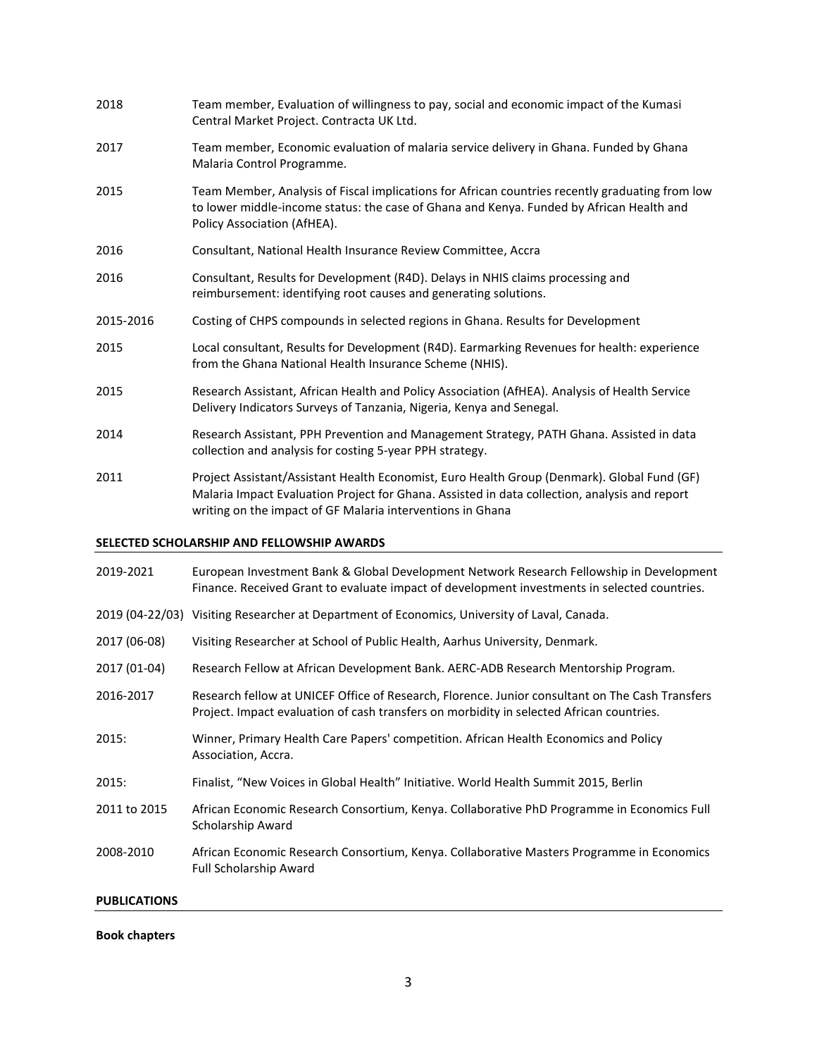| | |
|---|---|
| 2018 | Team member, Evaluation of willingness to pay, social and economic impact of the Kumasi Central Market Project. Contracta UK Ltd. |
| 2017 | Team member, Economic evaluation of malaria service delivery in Ghana. Funded by Ghana Malaria Control Programme. |
| 2015 | Team Member, Analysis of Fiscal implications for African countries recently graduating from low to lower middle-income status: the case of Ghana and Kenya. Funded by African Health and Policy Association (AfHEA). |
| 2016 | Consultant, National Health Insurance Review Committee, Accra |
| 2016 | Consultant, Results for Development (R4D). Delays in NHIS claims processing and reimbursement: identifying root causes and generating solutions. |
| 2015-2016 | Costing of CHPS compounds in selected regions in Ghana. Results for Development |
| 2015 | Local consultant, Results for Development (R4D). Earmarking Revenues for health: experience from the Ghana National Health Insurance Scheme (NHIS). |
| 2015 | Research Assistant, African Health and Policy Association (AfHEA). Analysis of Health Service Delivery Indicators Surveys of Tanzania, Nigeria, Kenya and Senegal. |
| 2014 | Research Assistant, PPH Prevention and Management Strategy, PATH Ghana. Assisted in data collection and analysis for costing 5-year PPH strategy. |
| 2011 | Project Assistant/Assistant Health Economist, Euro Health Group (Denmark). Global Fund (GF) Malaria Impact Evaluation Project for Ghana. Assisted in data collection, analysis and report writing on the impact of GF Malaria interventions in Ghana |

## SELECTED SCHOLARSHIP AND FELLOWSHIP AWARDS

| | |
|---|---|
| 2019-2021 | European Investment Bank & Global Development Network Research Fellowship in Development Finance. Received Grant to evaluate impact of development investments in selected countries. |
| 2019 (04-22/03) | Visiting Researcher at Department of Economics, University of Laval, Canada. |
| 2017 (06-08) | Visiting Researcher at School of Public Health, Aarhus University, Denmark. |
| 2017 (01-04) | Research Fellow at African Development Bank. AERC-ADB Research Mentorship Program. |
| 2016-2017 | Research fellow at UNICEF Office of Research, Florence. Junior consultant on The Cash Transfers Project. Impact evaluation of cash transfers on morbidity in selected African countries. |
| 2015: | Winner, Primary Health Care Papers' competition. African Health Economics and Policy Association, Accra. |
| 2015: | Finalist, "New Voices in Global Health" Initiative. World Health Summit 2015, Berlin |
| 2011 to 2015 | African Economic Research Consortium, Kenya. Collaborative PhD Programme in Economics Full Scholarship Award |
| 2008-2010 | African Economic Research Consortium, Kenya. Collaborative Masters Programme in Economics Full Scholarship Award |

## PUBLICATIONS

**Book chapters**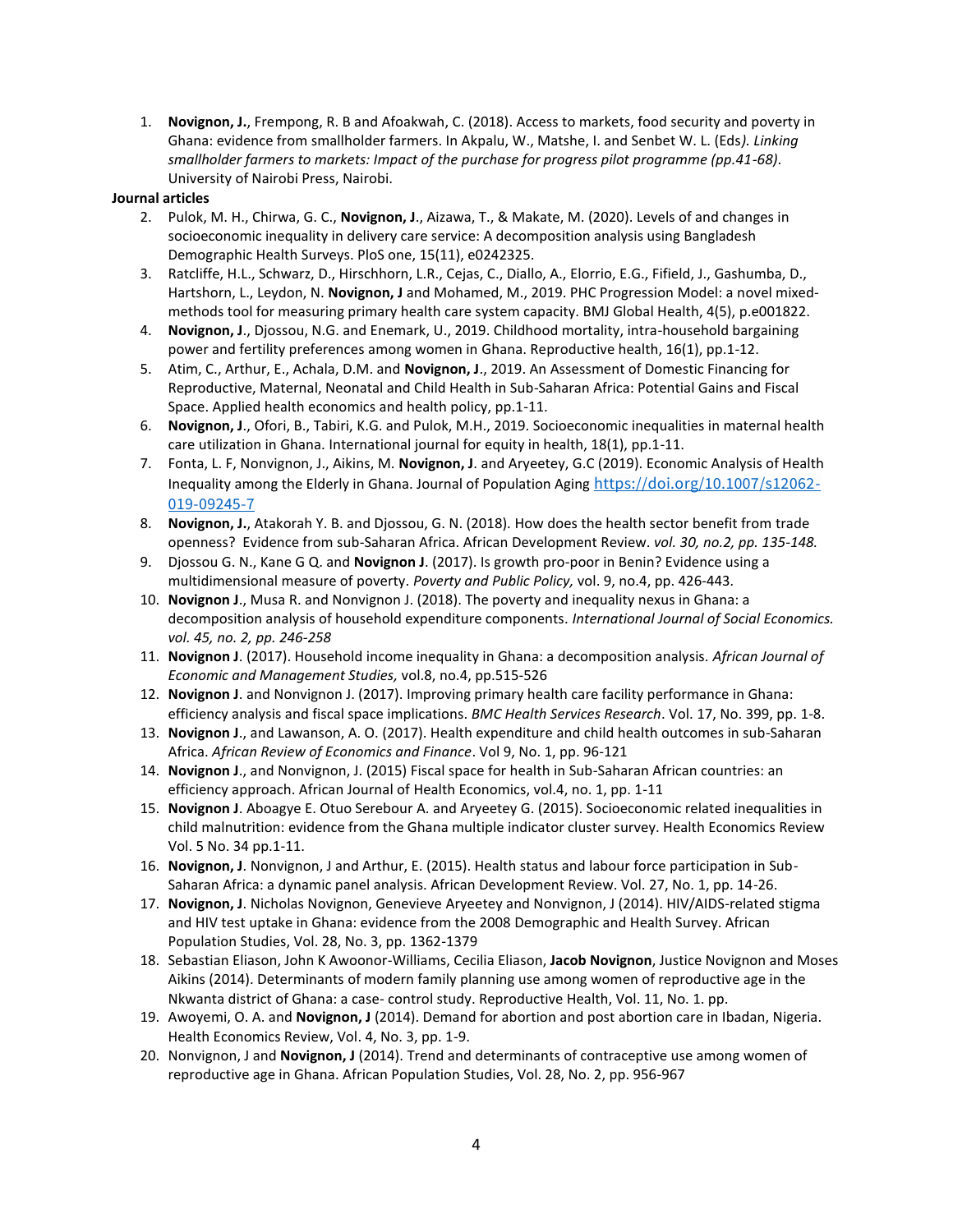1. **Novignon, J.**, Frempong, R. B and Afoakwah, C. (2018). Access to markets, food security and poverty in Ghana: evidence from smallholder farmers. In Akpalu, W., Matshe, I. and Senbet W. L. (Eds*). Linking smallholder farmers to markets: Impact of the purchase for progress pilot programme (pp.41-68)*. University of Nairobi Press, Nairobi.

**Journal articles**

2. Pulok, M. H., Chirwa, G. C., **Novignon, J**., Aizawa, T., & Makate, M. (2020). Levels of and changes in socioeconomic inequality in delivery care service: A decomposition analysis using Bangladesh Demographic Health Surveys. PloS one, 15(11), e0242325.
3. Ratcliffe, H.L., Schwarz, D., Hirschhorn, L.R., Cejas, C., Diallo, A., Elorrio, E.G., Fifield, J., Gashumba, D., Hartshorn, L., Leydon, N. **Novignon, J** and Mohamed, M., 2019. PHC Progression Model: a novel mixed-methods tool for measuring primary health care system capacity. BMJ Global Health, 4(5), p.e001822.
4. **Novignon, J**., Djossou, N.G. and Enemark, U., 2019. Childhood mortality, intra-household bargaining power and fertility preferences among women in Ghana. Reproductive health, 16(1), pp.1-12.
5. Atim, C., Arthur, E., Achala, D.M. and **Novignon, J**., 2019. An Assessment of Domestic Financing for Reproductive, Maternal, Neonatal and Child Health in Sub-Saharan Africa: Potential Gains and Fiscal Space. Applied health economics and health policy, pp.1-11.
6. **Novignon, J**., Ofori, B., Tabiri, K.G. and Pulok, M.H., 2019. Socioeconomic inequalities in maternal health care utilization in Ghana. International journal for equity in health, 18(1), pp.1-11.
7. Fonta, L. F, Nonvignon, J., Aikins, M. **Novignon, J**. and Aryeetey, G.C (2019). Economic Analysis of Health Inequality among the Elderly in Ghana. Journal of Population Aging https://doi.org/10.1007/s12062-019-09245-7
8. **Novignon, J.**, Atakorah Y. B. and Djossou, G. N. (2018). How does the health sector benefit from trade openness? Evidence from sub-Saharan Africa. African Development Review. *vol. 30, no.2, pp. 135-148.*
9. Djossou G. N., Kane G Q. and **Novignon J**. (2017). Is growth pro-poor in Benin? Evidence using a multidimensional measure of poverty. *Poverty and Public Policy,* vol. 9, no.4, pp. 426-443.
10. **Novignon J**., Musa R. and Nonvignon J. (2018). The poverty and inequality nexus in Ghana: a decomposition analysis of household expenditure components. *International Journal of Social Economics. vol. 45, no. 2, pp. 246-258*
11. **Novignon J**. (2017). Household income inequality in Ghana: a decomposition analysis. *African Journal of Economic and Management Studies,* vol.8, no.4, pp.515-526
12. **Novignon J**. and Nonvignon J. (2017). Improving primary health care facility performance in Ghana: efficiency analysis and fiscal space implications. *BMC Health Services Research*. Vol. 17, No. 399, pp. 1-8.
13. **Novignon J**., and Lawanson, A. O. (2017). Health expenditure and child health outcomes in sub-Saharan Africa. *African Review of Economics and Finance*. Vol 9, No. 1, pp. 96-121
14. **Novignon J**., and Nonvignon, J. (2015) Fiscal space for health in Sub-Saharan African countries: an efficiency approach. African Journal of Health Economics, vol.4, no. 1, pp. 1-11
15. **Novignon J**. Aboagye E. Otuo Serebour A. and Aryeetey G. (2015). Socioeconomic related inequalities in child malnutrition: evidence from the Ghana multiple indicator cluster survey. Health Economics Review Vol. 5 No. 34 pp.1-11.
16. **Novignon, J**. Nonvignon, J and Arthur, E. (2015). Health status and labour force participation in Sub-Saharan Africa: a dynamic panel analysis. African Development Review. Vol. 27, No. 1, pp. 14-26.
17. **Novignon, J**. Nicholas Novignon, Genevieve Aryeetey and Nonvignon, J (2014). HIV/AIDS-related stigma and HIV test uptake in Ghana: evidence from the 2008 Demographic and Health Survey. African Population Studies, Vol. 28, No. 3, pp. 1362-1379
18. Sebastian Eliason, John K Awoonor-Williams, Cecilia Eliason, **Jacob Novignon**, Justice Novignon and Moses Aikins (2014). Determinants of modern family planning use among women of reproductive age in the Nkwanta district of Ghana: a case- control study. Reproductive Health, Vol. 11, No. 1. pp.
19. Awoyemi, O. A. and **Novignon, J** (2014). Demand for abortion and post abortion care in Ibadan, Nigeria. Health Economics Review, Vol. 4, No. 3, pp. 1-9.
20. Nonvignon, J and **Novignon, J** (2014). Trend and determinants of contraceptive use among women of reproductive age in Ghana. African Population Studies, Vol. 28, No. 2, pp. 956-967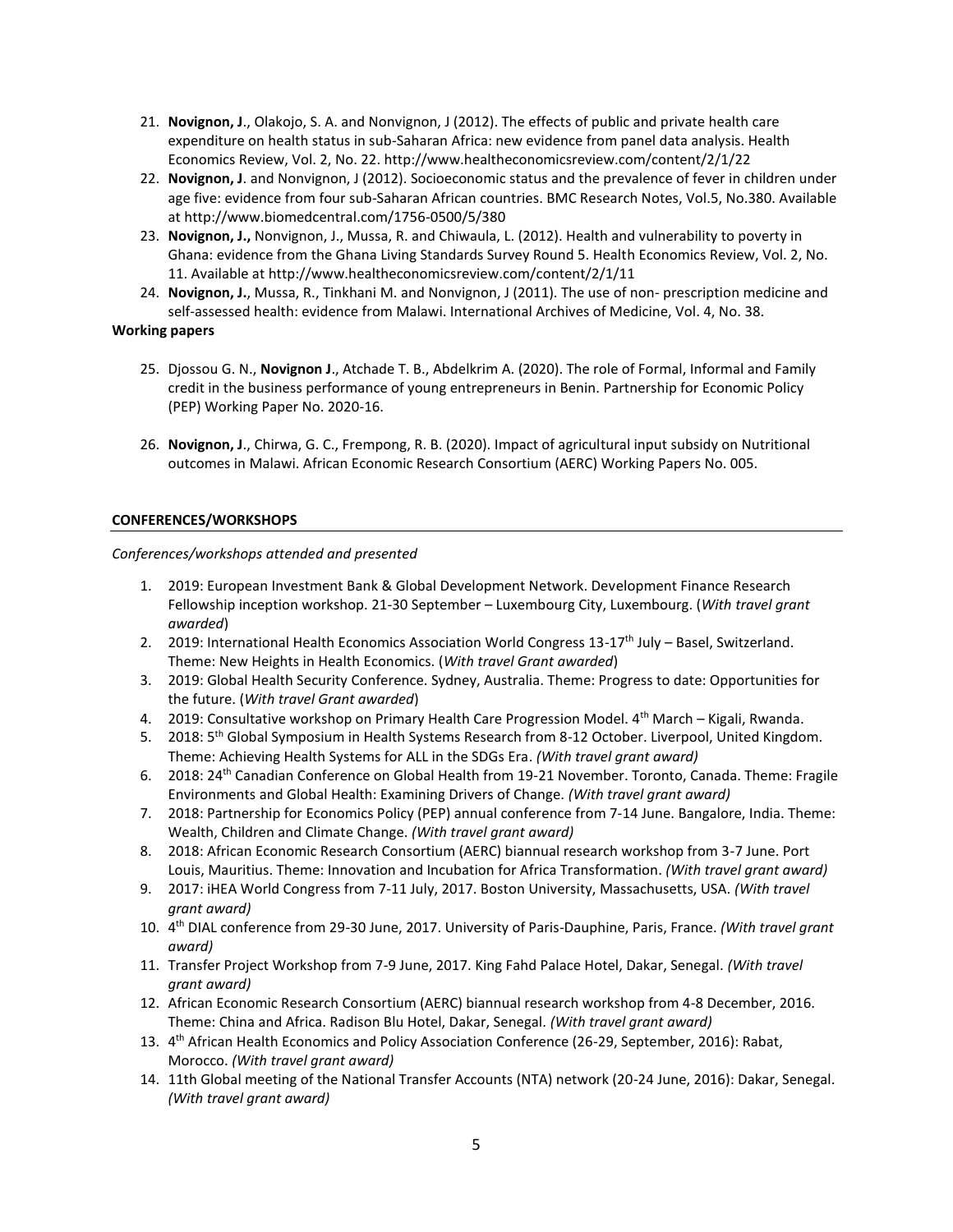21. **Novignon, J**., Olakojo, S. A. and Nonvignon, J (2012). The effects of public and private health care expenditure on health status in sub-Saharan Africa: new evidence from panel data analysis. Health Economics Review, Vol. 2, No. 22. http://www.healtheconomicsreview.com/content/2/1/22
22. **Novignon, J**. and Nonvignon, J (2012). Socioeconomic status and the prevalence of fever in children under age five: evidence from four sub-Saharan African countries. BMC Research Notes, Vol.5, No.380. Available at http://www.biomedcentral.com/1756-0500/5/380
23. **Novignon, J.,** Nonvignon, J., Mussa, R. and Chiwaula, L. (2012). Health and vulnerability to poverty in Ghana: evidence from the Ghana Living Standards Survey Round 5. Health Economics Review, Vol. 2, No. 11. Available at http://www.healtheconomicsreview.com/content/2/1/11
24. **Novignon, J.**, Mussa, R., Tinkhani M. and Nonvignon, J (2011). The use of non- prescription medicine and self-assessed health: evidence from Malawi. International Archives of Medicine, Vol. 4, No. 38.

**Working papers**

25. Djossou G. N., **Novignon J**., Atchade T. B., Abdelkrim A. (2020). The role of Formal, Informal and Family credit in the business performance of young entrepreneurs in Benin. Partnership for Economic Policy (PEP) Working Paper No. 2020-16.

26. **Novignon, J**., Chirwa, G. C., Frempong, R. B. (2020). Impact of agricultural input subsidy on Nutritional outcomes in Malawi. African Economic Research Consortium (AERC) Working Papers No. 005.

## CONFERENCES/WORKSHOPS

*Conferences/workshops attended and presented*

1. 2019: European Investment Bank & Global Development Network. Development Finance Research Fellowship inception workshop. 21-30 September – Luxembourg City, Luxembourg. (*With travel grant awarded*)
2. 2019: International Health Economics Association World Congress 13-17th July – Basel, Switzerland. Theme: New Heights in Health Economics. (*With travel Grant awarded*)
3. 2019: Global Health Security Conference. Sydney, Australia. Theme: Progress to date: Opportunities for the future. (*With travel Grant awarded*)
4. 2019: Consultative workshop on Primary Health Care Progression Model. 4th March – Kigali, Rwanda.
5. 2018: 5th Global Symposium in Health Systems Research from 8-12 October. Liverpool, United Kingdom. Theme: Achieving Health Systems for ALL in the SDGs Era. *(With travel grant award)*
6. 2018: 24th Canadian Conference on Global Health from 19-21 November. Toronto, Canada. Theme: Fragile Environments and Global Health: Examining Drivers of Change. *(With travel grant award)*
7. 2018: Partnership for Economics Policy (PEP) annual conference from 7-14 June. Bangalore, India. Theme: Wealth, Children and Climate Change. *(With travel grant award)*
8. 2018: African Economic Research Consortium (AERC) biannual research workshop from 3-7 June. Port Louis, Mauritius. Theme: Innovation and Incubation for Africa Transformation. *(With travel grant award)*
9. 2017: iHEA World Congress from 7-11 July, 2017. Boston University, Massachusetts, USA. *(With travel grant award)*
10. 4th DIAL conference from 29-30 June, 2017. University of Paris-Dauphine, Paris, France. *(With travel grant award)*
11. Transfer Project Workshop from 7-9 June, 2017. King Fahd Palace Hotel, Dakar, Senegal. *(With travel grant award)*
12. African Economic Research Consortium (AERC) biannual research workshop from 4-8 December, 2016. Theme: China and Africa. Radison Blu Hotel, Dakar, Senegal. *(With travel grant award)*
13. 4th African Health Economics and Policy Association Conference (26-29, September, 2016): Rabat, Morocco. *(With travel grant award)*
14. 11th Global meeting of the National Transfer Accounts (NTA) network (20-24 June, 2016): Dakar, Senegal. *(With travel grant award)*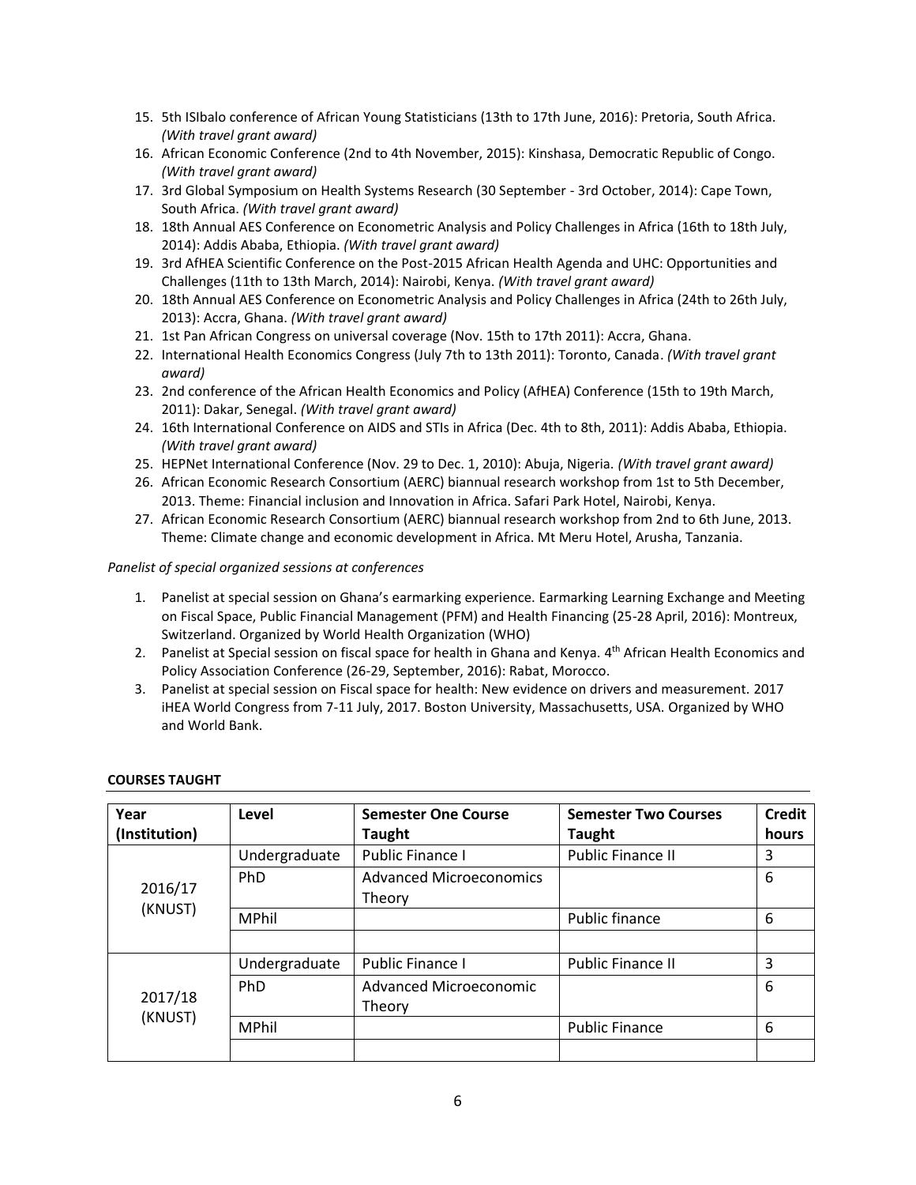15. 5th ISIbalo conference of African Young Statisticians (13th to 17th June, 2016): Pretoria, South Africa. *(With travel grant award)*
16. African Economic Conference (2nd to 4th November, 2015): Kinshasa, Democratic Republic of Congo. *(With travel grant award)*
17. 3rd Global Symposium on Health Systems Research (30 September - 3rd October, 2014): Cape Town, South Africa. *(With travel grant award)*
18. 18th Annual AES Conference on Econometric Analysis and Policy Challenges in Africa (16th to 18th July, 2014): Addis Ababa, Ethiopia. *(With travel grant award)*
19. 3rd AfHEA Scientific Conference on the Post-2015 African Health Agenda and UHC: Opportunities and Challenges (11th to 13th March, 2014): Nairobi, Kenya. *(With travel grant award)*
20. 18th Annual AES Conference on Econometric Analysis and Policy Challenges in Africa (24th to 26th July, 2013): Accra, Ghana. *(With travel grant award)*
21. 1st Pan African Congress on universal coverage (Nov. 15th to 17th 2011): Accra, Ghana.
22. International Health Economics Congress (July 7th to 13th 2011): Toronto, Canada. *(With travel grant award)*
23. 2nd conference of the African Health Economics and Policy (AfHEA) Conference (15th to 19th March, 2011): Dakar, Senegal. *(With travel grant award)*
24. 16th International Conference on AIDS and STIs in Africa (Dec. 4th to 8th, 2011): Addis Ababa, Ethiopia. *(With travel grant award)*
25. HEPNet International Conference (Nov. 29 to Dec. 1, 2010): Abuja, Nigeria. *(With travel grant award)*
26. African Economic Research Consortium (AERC) biannual research workshop from 1st to 5th December, 2013. Theme: Financial inclusion and Innovation in Africa. Safari Park Hotel, Nairobi, Kenya.
27. African Economic Research Consortium (AERC) biannual research workshop from 2nd to 6th June, 2013. Theme: Climate change and economic development in Africa. Mt Meru Hotel, Arusha, Tanzania.

*Panelist of special organized sessions at conferences*

1. Panelist at special session on Ghana's earmarking experience. Earmarking Learning Exchange and Meeting on Fiscal Space, Public Financial Management (PFM) and Health Financing (25-28 April, 2016): Montreux, Switzerland. Organized by World Health Organization (WHO)
2. Panelist at Special session on fiscal space for health in Ghana and Kenya. 4th African Health Economics and Policy Association Conference (26-29, September, 2016): Rabat, Morocco.
3. Panelist at special session on Fiscal space for health: New evidence on drivers and measurement. 2017 iHEA World Congress from 7-11 July, 2017. Boston University, Massachusetts, USA. Organized by WHO and World Bank.

**COURSES TAUGHT**

| Year (Institution) | Level | Semester One Course Taught | Semester Two Courses Taught | Credit hours |
|---|---|---|---|---|
| 2016/17 (KNUST) | Undergraduate | Public Finance I | Public Finance II | 3 |
| | PhD | Advanced Microeconomics Theory | | 6 |
| | MPhil | | Public finance | 6 |
| | | | | |
| 2017/18 (KNUST) | Undergraduate | Public Finance I | Public Finance II | 3 |
| | PhD | Advanced Microeconomic Theory | | 6 |
| | MPhil | | Public Finance | 6 |
| | | | | |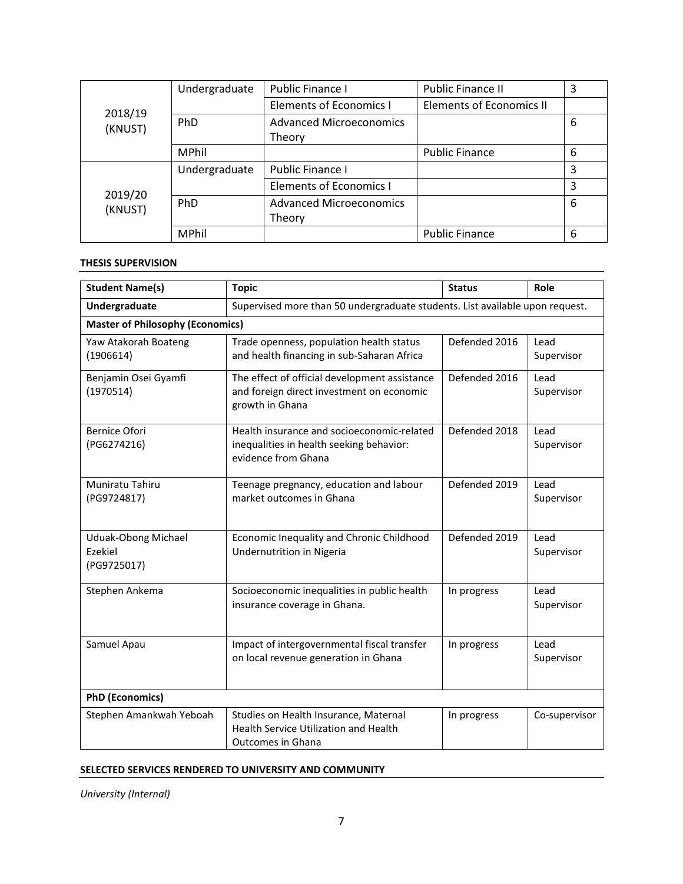| | | | | |
|---|---|---|---|---|
| 2018/19 (KNUST) | Undergraduate | Public Finance I | Public Finance II | 3 |
| | | Elements of Economics I | Elements of Economics II | |
| | PhD | Advanced Microeconomics Theory | | 6 |
| | MPhil | | Public Finance | 6 |
| 2019/20 (KNUST) | Undergraduate | Public Finance I | | 3 |
| | | Elements of Economics I | | 3 |
| | PhD | Advanced Microeconomics Theory | | 6 |
| | MPhil | | Public Finance | 6 |

**THESIS SUPERVISION**

| Student Name(s) | Topic | Status | Role |
|---|---|---|---|
| **Undergraduate** | Supervised more than 50 undergraduate students. List available upon request. | | |
| **Master of Philosophy (Economics)** | | | |
| Yaw Atakorah Boateng (1906614) | Trade openness, population health status and health financing in sub-Saharan Africa | Defended 2016 | Lead Supervisor |
| Benjamin Osei Gyamfi (1970514) | The effect of official development assistance and foreign direct investment on economic growth in Ghana | Defended 2016 | Lead Supervisor |
| Bernice Ofori (PG6274216) | Health insurance and socioeconomic-related inequalities in health seeking behavior: evidence from Ghana | Defended 2018 | Lead Supervisor |
| Muniratu Tahiru (PG9724817) | Teenage pregnancy, education and labour market outcomes in Ghana | Defended 2019 | Lead Supervisor |
| Uduak-Obong Michael Ezekiel (PG9725017) | Economic Inequality and Chronic Childhood Undernutrition in Nigeria | Defended 2019 | Lead Supervisor |
| Stephen Ankema | Socioeconomic inequalities in public health insurance coverage in Ghana. | In progress | Lead Supervisor |
| Samuel Apau | Impact of intergovernmental fiscal transfer on local revenue generation in Ghana | In progress | Lead Supervisor |
| **PhD (Economics)** | | | |
| Stephen Amankwah Yeboah | Studies on Health Insurance, Maternal Health Service Utilization and Health Outcomes in Ghana | In progress | Co-supervisor |

**SELECTED SERVICES RENDERED TO UNIVERSITY AND COMMUNITY**

*University (Internal)*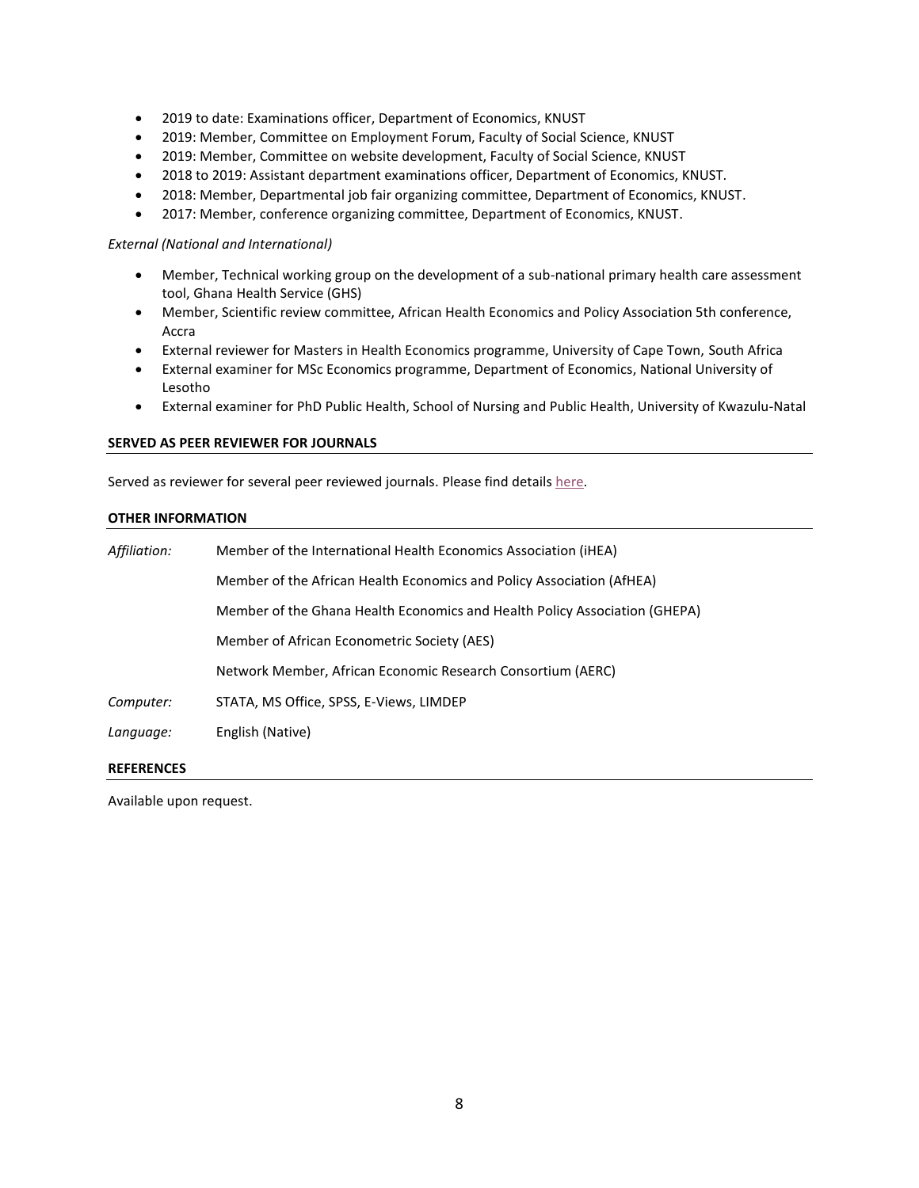- 2019 to date: Examinations officer, Department of Economics, KNUST
- 2019: Member, Committee on Employment Forum, Faculty of Social Science, KNUST
- 2019: Member, Committee on website development, Faculty of Social Science, KNUST
- 2018 to 2019: Assistant department examinations officer, Department of Economics, KNUST.
- 2018: Member, Departmental job fair organizing committee, Department of Economics, KNUST.
- 2017: Member, conference organizing committee, Department of Economics, KNUST.

*External (National and International)*

- Member, Technical working group on the development of a sub-national primary health care assessment tool, Ghana Health Service (GHS)
- Member, Scientific review committee, African Health Economics and Policy Association 5th conference, Accra
- External reviewer for Masters in Health Economics programme, University of Cape Town, South Africa
- External examiner for MSc Economics programme, Department of Economics, National University of Lesotho
- External examiner for PhD Public Health, School of Nursing and Public Health, University of Kwazulu-Natal

**SERVED AS PEER REVIEWER FOR JOURNALS**

Served as reviewer for several peer reviewed journals. Please find details here.

**OTHER INFORMATION**

| | |
|---|---|
| *Affiliation:* | Member of the International Health Economics Association (iHEA) |
| | Member of the African Health Economics and Policy Association (AfHEA) |
| | Member of the Ghana Health Economics and Health Policy Association (GHEPA) |
| | Member of African Econometric Society (AES) |
| | Network Member, African Economic Research Consortium (AERC) |
| *Computer:* | STATA, MS Office, SPSS, E-Views, LIMDEP |
| *Language:* | English (Native) |

**REFERENCES**

Available upon request.